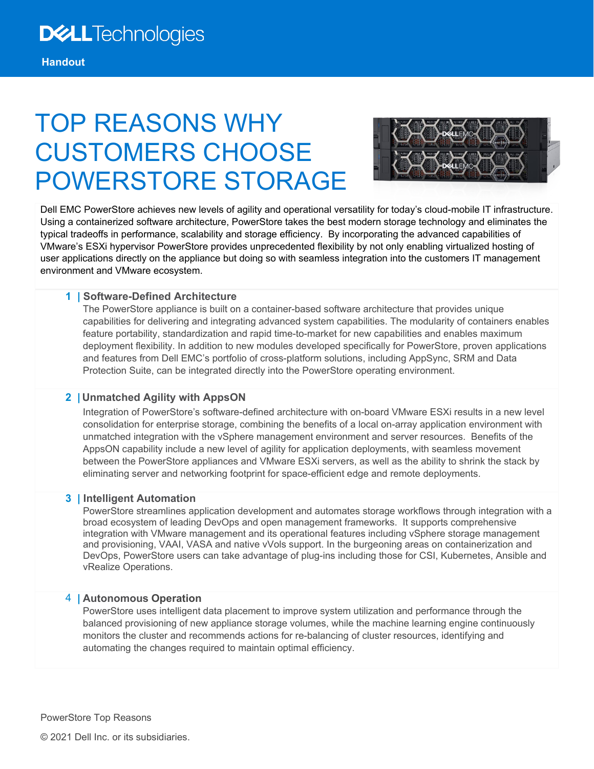Dell Technologies

Handout

# TOP REASONS WHY CUSTOMERS CHOOSE POWERSTORE STORAGE

Dell EMC PowerStore achieves new levels of agility and operational versatility for today's cloud-mobile IT infrastructure. Using a containerized software architecture, PowerStore takes the best modern storage technology and eliminates the typical tradeoffs in performance, scalability and storage efficiency. By incorporating the advanced capabilities of VMware's ESXi hypervisor PowerStore provides unprecedented flexibility by not only enabling virtualized hosting of user applications directly on the appliance but doing so with seamless integration into the customers IT management environment and VMware ecosystem.

## 1 | Software-Defined Architecture

The PowerStore appliance is built on a container-based software architecture that provides unique capabilities for delivering and integrating advanced system capabilities. The modularity of containers enables feature portability, standardization and rapid time-to-market for new capabilities and enables maximum deployment flexibility. In addition to new modules developed specifically for PowerStore, proven applications and features from Dell EMC's portfolio of cross-platform solutions, including AppSync, SRM and Data Protection Suite, can be integrated directly into the PowerStore operating environment.

## 2 | Unmatched Agility with AppsON

Integration of PowerStore's software-defined architecture with on-board VMware ESXi results in a new level consolidation for enterprise storage, combining the benefits of a local on-array application environment with unmatched integration with the vSphere management environment and server resources. Benefits of the AppsON capability include a new level of agility for application deployments, with seamless movement between the PowerStore appliances and VMware ESXi servers, as well as the ability to shrink the stack by eliminating server and networking footprint for space-efficient edge and remote deployments.

## 3 | Intelligent Automation

PowerStore streamlines application development and automates storage workflows through integration with a broad ecosystem of leading DevOps and open management frameworks. It supports comprehensive integration with VMware management and its operational features including vSphere storage management and provisioning, VAAI, VASA and native vVols support. In the burgeoning areas on containerization and DevOps, PowerStore users can take advantage of plug-ins including those for CSI, Kubernetes, Ansible and vRealize Operations.

## 4 | Autonomous Operation

PowerStore uses intelligent data placement to improve system utilization and performance through the balanced provisioning of new appliance storage volumes, while the machine learning engine continuously monitors the cluster and recommends actions for re-balancing of cluster resources, identifying and automating the changes required to maintain optimal efficiency.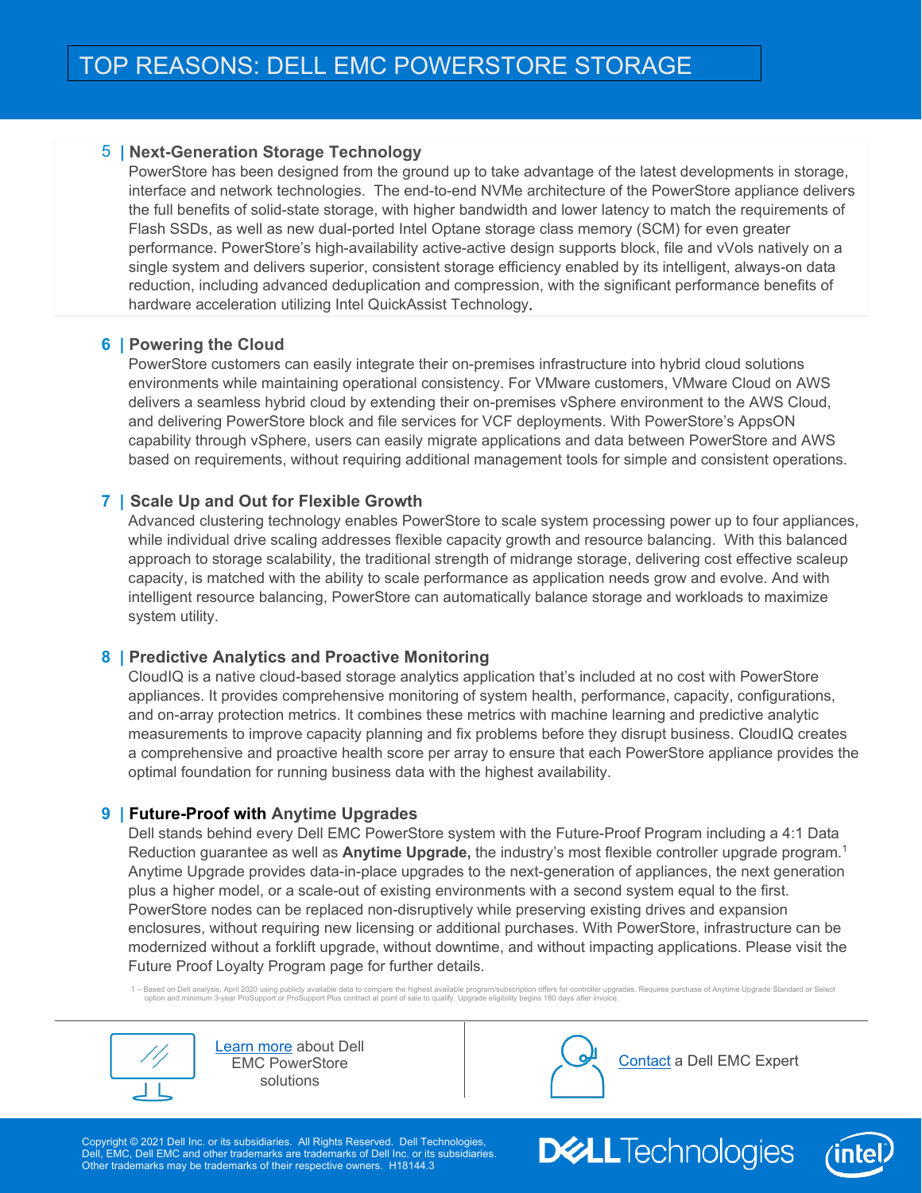# TOP REASONS: DELL EMC POWERSTORE STORAGE

## 5 | Next-Generation Storage Technology

PowerStore has been designed from the ground up to take advantage of the latest developments in storage, interface and network technologies. The end-to-end NVMe architecture of the PowerStore appliance delivers the full benefits of solid-state storage, with higher bandwidth and lower latency to match the requirements of Flash SSDs, as well as new dual-ported Intel Optane storage class memory (SCM) for even greater performance. PowerStore's high-availability active-active design supports block, file and vVols natively on a single system and delivers superior, consistent storage efficiency enabled by its intelligent, always-on data reduction, including advanced deduplication and compression, with the significant performance benefits of hardware acceleration utilizing Intel QuickAssist Technology.

## 6 | Powering the Cloud

PowerStore customers can easily integrate their on-premises infrastructure into hybrid cloud solutions environments while maintaining operational consistency. For VMware customers, VMware Cloud on AWS delivers a seamless hybrid cloud by extending their on-premises vSphere environment to the AWS Cloud, and delivering PowerStore block and file services for VCF deployments. With PowerStore's AppsON capability through vSphere, users can easily migrate applications and data between PowerStore and AWS based on requirements, without requiring additional management tools for simple and consistent operations.

## 7 | Scale Up and Out for Flexible Growth

Advanced clustering technology enables PowerStore to scale system processing power up to four appliances, while individual drive scaling addresses flexible capacity growth and resource balancing. With this balanced approach to storage scalability, the traditional strength of midrange storage, delivering cost effective scaleup capacity, is matched with the ability to scale performance as application needs grow and evolve. And with intelligent resource balancing, PowerStore can automatically balance storage and workloads to maximize system utility.

## 8 | Predictive Analytics and Proactive Monitoring

CloudIQ is a native cloud-based storage analytics application that's included at no cost with PowerStore appliances. It provides comprehensive monitoring of system health, performance, capacity, configurations, and on-array protection metrics. It combines these metrics with machine learning and predictive analytic measurements to improve capacity planning and fix problems before they disrupt business. CloudIQ creates a comprehensive and proactive health score per array to ensure that each PowerStore appliance provides the optimal foundation for running business data with the highest availability.

## 9 | Future-Proof with Anytime Upgrades

Dell stands behind every Dell EMC PowerStore system with the Future-Proof Program including a 4:1 Data Reduction guarantee as well as **Anytime Upgrade,** the industry's most flexible controller upgrade program.[1] Anytime Upgrade provides data-in-place upgrades to the next-generation of appliances, the next generation plus a higher model, or a scale-out of existing environments with a second system equal to the first. PowerStore nodes can be replaced non-disruptively while preserving existing drives and expansion enclosures, without requiring new licensing or additional purchases. With PowerStore, infrastructure can be modernized without a forklift upgrade, without downtime, and without impacting applications. Please visit the Future Proof Loyalty Program page for further details.

1 – Based on Dell analysis, April 2020 using publicly available data to compare the highest available program/subscription offers for controller upgrades. Requires purchase of Anytime Upgrade Standard or Select option and minimum 3-year ProSupport or ProSupport Plus contract at point of sale to qualify. Upgrade eligibility begins 180 days after invoice.

Learn more about Dell EMC PowerStore solutions

Contact a Dell EMC Expert

Copyright © 2021 Dell Inc. or its subsidiaries. All Rights Reserved. Dell Technologies, Dell, EMC, Dell EMC and other trademarks are trademarks of Dell Inc. or its subsidiaries. Other trademarks may be trademarks of their respective owners. H18144.3